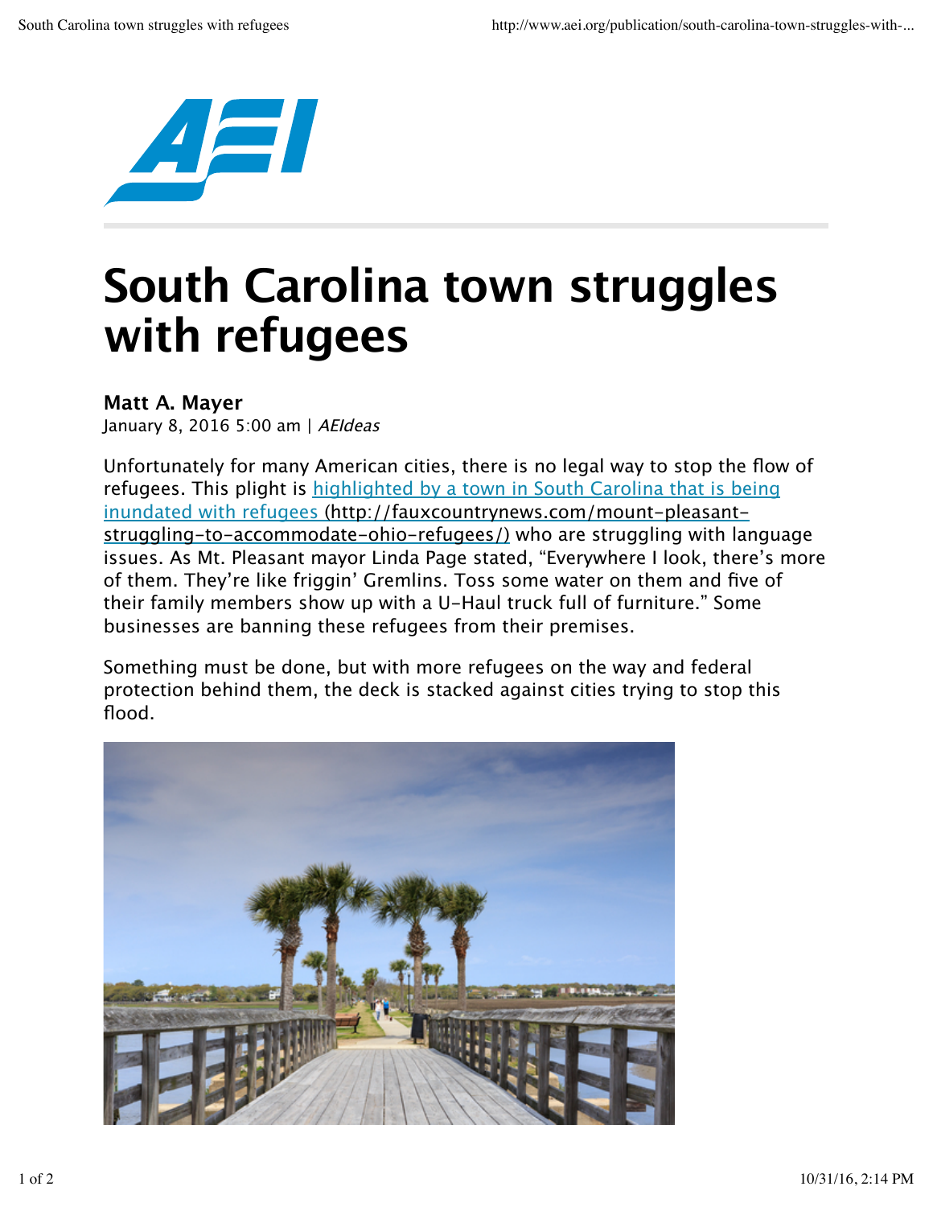# South Carolina town struggles with refugees

**Matt A. Mayer**
January 8, 2016 5:00 am | *AEIdeas*

Unfortunately for many American cities, there is no legal way to stop the flow of refugees. This plight is [highlighted by a town in South Carolina that is being inundated with refugees (http://fauxcountrynews.com/mount-pleasant-struggling-to-accommodate-ohio-refugees/)](http://fauxcountrynews.com/mount-pleasant-struggling-to-accommodate-ohio-refugees/) who are struggling with language issues. As Mt. Pleasant mayor Linda Page stated, "Everywhere I look, there's more of them. They're like friggin' Gremlins. Toss some water on them and five of their family members show up with a U-Haul truck full of furniture." Some businesses are banning these refugees from their premises.

Something must be done, but with more refugees on the way and federal protection behind them, the deck is stacked against cities trying to stop this flood.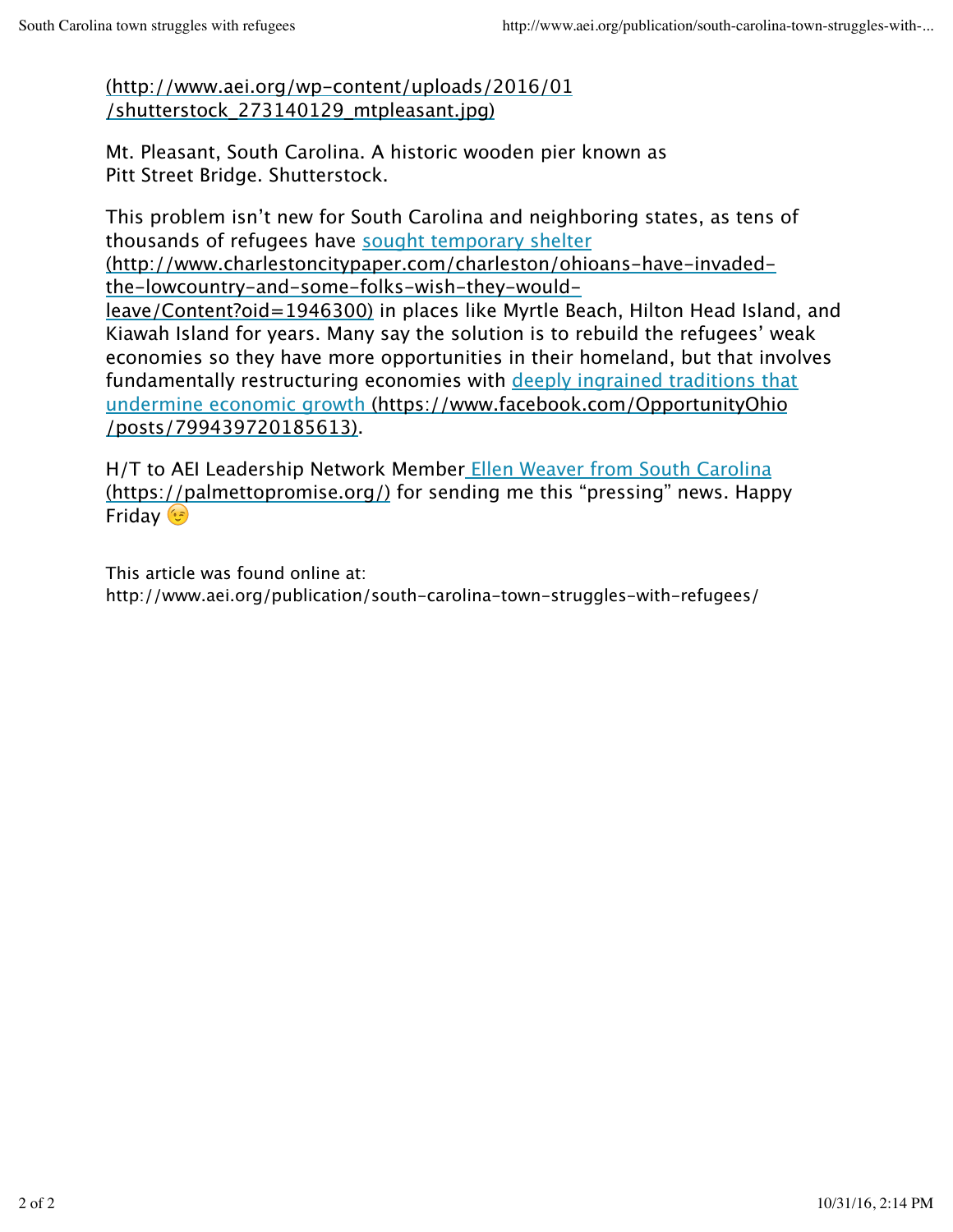(http://www.aei.org/wp-content/uploads/2016/01/shutterstock_273140129_mtpleasant.jpg)

Mt. Pleasant, South Carolina. A historic wooden pier known as Pitt Street Bridge. Shutterstock.

This problem isn't new for South Carolina and neighboring states, as tens of thousands of refugees have sought temporary shelter (http://www.charlestoncitypaper.com/charleston/ohioans-have-invaded-the-lowcountry-and-some-folks-wish-they-would-leave/Content?oid=1946300) in places like Myrtle Beach, Hilton Head Island, and Kiawah Island for years. Many say the solution is to rebuild the refugees' weak economies so they have more opportunities in their homeland, but that involves fundamentally restructuring economies with deeply ingrained traditions that undermine economic growth (https://www.facebook.com/OpportunityOhio/posts/799439720185613).

H/T to AEI Leadership Network Member Ellen Weaver from South Carolina (https://palmettopromise.org/) for sending me this "pressing" news. Happy Friday 😉

This article was found online at:
http://www.aei.org/publication/south-carolina-town-struggles-with-refugees/